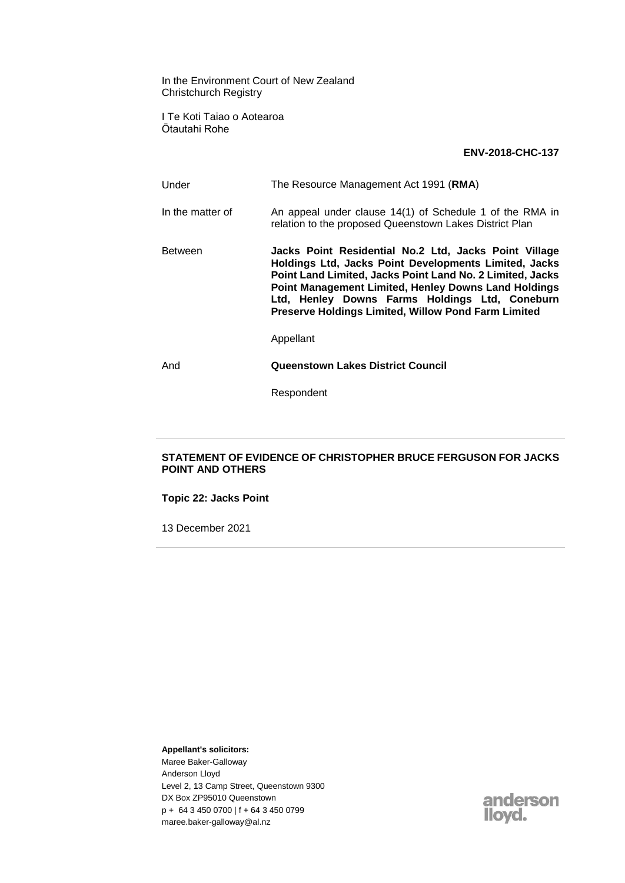In the Environment Court of New Zealand
Christchurch Registry

I Te Koti Taiao o Aotearoa
Ōtautahi Rohe

**ENV-2018-CHC-137**

| | |
|---|---|
| Under | The Resource Management Act 1991 (**RMA**) |
| In the matter of | An appeal under clause 14(1) of Schedule 1 of the RMA in relation to the proposed Queenstown Lakes District Plan |
| Between | **Jacks Point Residential No.2 Ltd, Jacks Point Village Holdings Ltd, Jacks Point Developments Limited, Jacks Point Land Limited, Jacks Point Land No. 2 Limited, Jacks Point Management Limited, Henley Downs Land Holdings Ltd, Henley Downs Farms Holdings Ltd, Coneburn Preserve Holdings Limited, Willow Pond Farm Limited** |
| | Appellant |
| And | **Queenstown Lakes District Council** |
| | Respondent |

**STATEMENT OF EVIDENCE OF CHRISTOPHER BRUCE FERGUSON FOR JACKS POINT AND OTHERS**

**Topic 22: Jacks Point**

13 December 2021

**Appellant's solicitors:**
Maree Baker-Galloway
Anderson Lloyd
Level 2, 13 Camp Street, Queenstown 9300
DX Box ZP95010 Queenstown
p + 64 3 450 0700 | f + 64 3 450 0799
maree.baker-galloway@al.nz

anderson lloyd.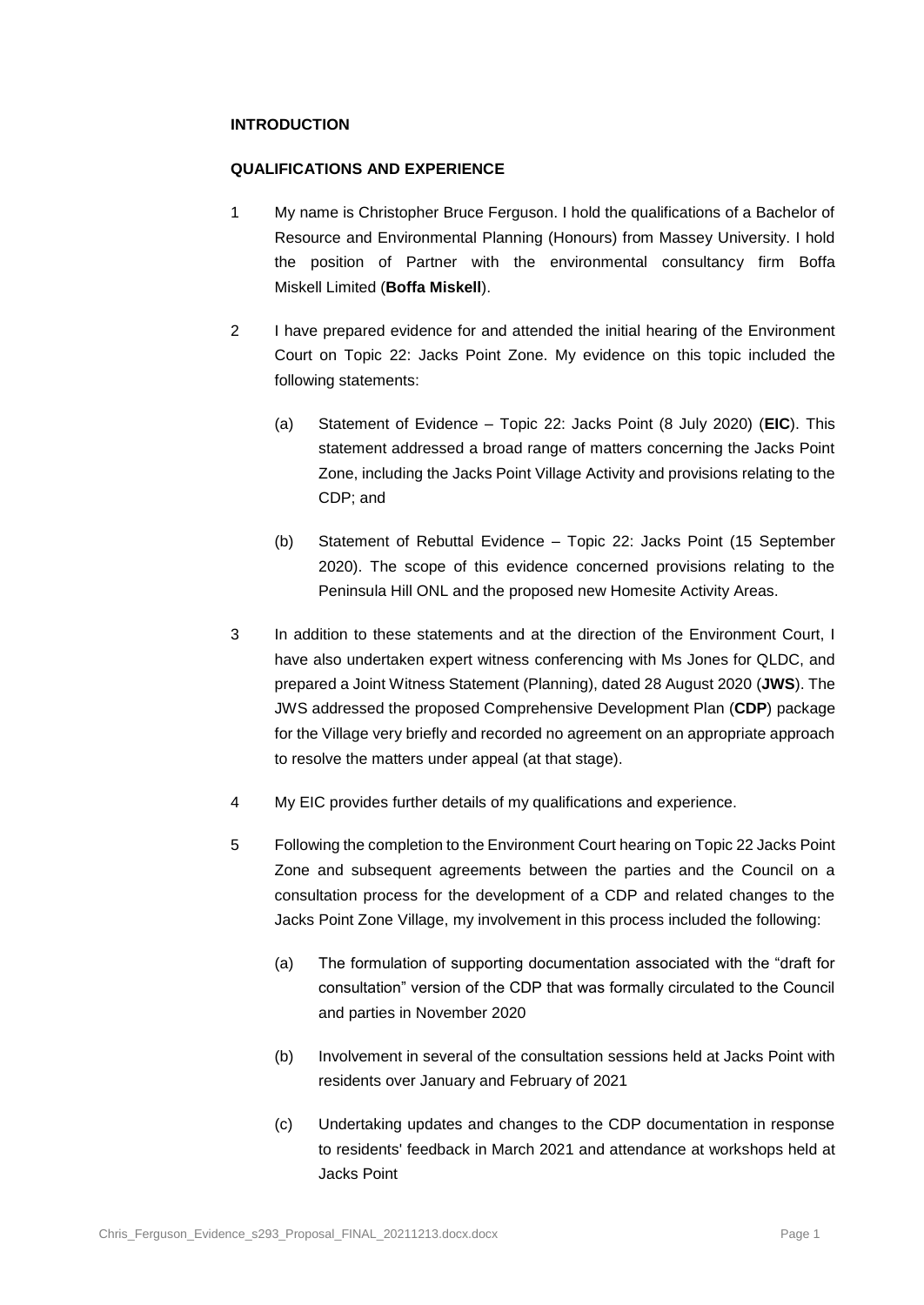**INTRODUCTION**

**QUALIFICATIONS AND EXPERIENCE**

1. My name is Christopher Bruce Ferguson. I hold the qualifications of a Bachelor of Resource and Environmental Planning (Honours) from Massey University. I hold the position of Partner with the environmental consultancy firm Boffa Miskell Limited (**Boffa Miskell**).

2. I have prepared evidence for and attended the initial hearing of the Environment Court on Topic 22: Jacks Point Zone. My evidence on this topic included the following statements:

   (a) Statement of Evidence – Topic 22: Jacks Point (8 July 2020) (**EIC**). This statement addressed a broad range of matters concerning the Jacks Point Zone, including the Jacks Point Village Activity and provisions relating to the CDP; and

   (b) Statement of Rebuttal Evidence – Topic 22: Jacks Point (15 September 2020). The scope of this evidence concerned provisions relating to the Peninsula Hill ONL and the proposed new Homesite Activity Areas.

3. In addition to these statements and at the direction of the Environment Court, I have also undertaken expert witness conferencing with Ms Jones for QLDC, and prepared a Joint Witness Statement (Planning), dated 28 August 2020 (**JWS**). The JWS addressed the proposed Comprehensive Development Plan (**CDP**) package for the Village very briefly and recorded no agreement on an appropriate approach to resolve the matters under appeal (at that stage).

4. My EIC provides further details of my qualifications and experience.

5. Following the completion to the Environment Court hearing on Topic 22 Jacks Point Zone and subsequent agreements between the parties and the Council on a consultation process for the development of a CDP and related changes to the Jacks Point Zone Village, my involvement in this process included the following:

   (a) The formulation of supporting documentation associated with the "draft for consultation" version of the CDP that was formally circulated to the Council and parties in November 2020

   (b) Involvement in several of the consultation sessions held at Jacks Point with residents over January and February of 2021

   (c) Undertaking updates and changes to the CDP documentation in response to residents' feedback in March 2021 and attendance at workshops held at Jacks Point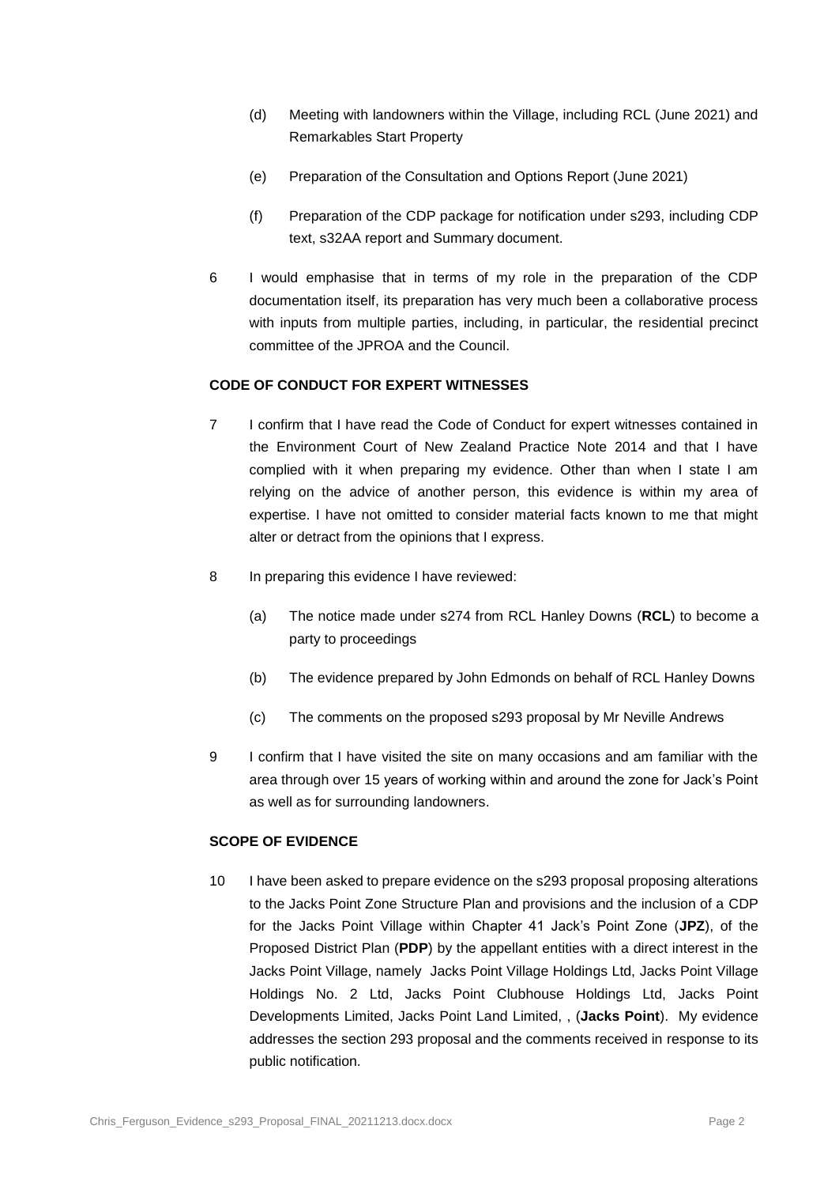(d) Meeting with landowners within the Village, including RCL (June 2021) and Remarkables Start Property

(e) Preparation of the Consultation and Options Report (June 2021)

(f) Preparation of the CDP package for notification under s293, including CDP text, s32AA report and Summary document.

6 I would emphasise that in terms of my role in the preparation of the CDP documentation itself, its preparation has very much been a collaborative process with inputs from multiple parties, including, in particular, the residential precinct committee of the JPROA and the Council.

## CODE OF CONDUCT FOR EXPERT WITNESSES

7 I confirm that I have read the Code of Conduct for expert witnesses contained in the Environment Court of New Zealand Practice Note 2014 and that I have complied with it when preparing my evidence. Other than when I state I am relying on the advice of another person, this evidence is within my area of expertise. I have not omitted to consider material facts known to me that might alter or detract from the opinions that I express.

8 In preparing this evidence I have reviewed:

(a) The notice made under s274 from RCL Hanley Downs (**RCL**) to become a party to proceedings

(b) The evidence prepared by John Edmonds on behalf of RCL Hanley Downs

(c) The comments on the proposed s293 proposal by Mr Neville Andrews

9 I confirm that I have visited the site on many occasions and am familiar with the area through over 15 years of working within and around the zone for Jack's Point as well as for surrounding landowners.

## SCOPE OF EVIDENCE

10 I have been asked to prepare evidence on the s293 proposal proposing alterations to the Jacks Point Zone Structure Plan and provisions and the inclusion of a CDP for the Jacks Point Village within Chapter 41 Jack's Point Zone (**JPZ**), of the Proposed District Plan (**PDP**) by the appellant entities with a direct interest in the Jacks Point Village, namely Jacks Point Village Holdings Ltd, Jacks Point Village Holdings No. 2 Ltd, Jacks Point Clubhouse Holdings Ltd, Jacks Point Developments Limited, Jacks Point Land Limited, , (**Jacks Point**). My evidence addresses the section 293 proposal and the comments received in response to its public notification.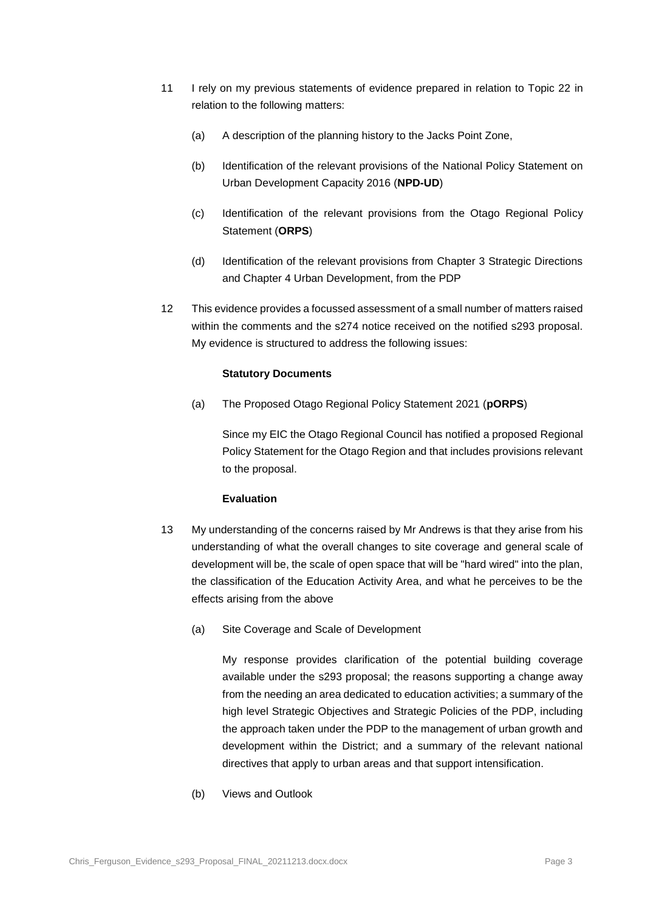11 I rely on my previous statements of evidence prepared in relation to Topic 22 in relation to the following matters:

   (a) A description of the planning history to the Jacks Point Zone,

   (b) Identification of the relevant provisions of the National Policy Statement on Urban Development Capacity 2016 (**NPD-UD**)

   (c) Identification of the relevant provisions from the Otago Regional Policy Statement (**ORPS**)

   (d) Identification of the relevant provisions from Chapter 3 Strategic Directions and Chapter 4 Urban Development, from the PDP

12 This evidence provides a focussed assessment of a small number of matters raised within the comments and the s274 notice received on the notified s293 proposal. My evidence is structured to address the following issues:

   **Statutory Documents**

   (a) The Proposed Otago Regional Policy Statement 2021 (**pORPS**)

   Since my EIC the Otago Regional Council has notified a proposed Regional Policy Statement for the Otago Region and that includes provisions relevant to the proposal.

   **Evaluation**

13 My understanding of the concerns raised by Mr Andrews is that they arise from his understanding of what the overall changes to site coverage and general scale of development will be, the scale of open space that will be "hard wired" into the plan, the classification of the Education Activity Area, and what he perceives to be the effects arising from the above

   (a) Site Coverage and Scale of Development

   My response provides clarification of the potential building coverage available under the s293 proposal; the reasons supporting a change away from the needing an area dedicated to education activities; a summary of the high level Strategic Objectives and Strategic Policies of the PDP, including the approach taken under the PDP to the management of urban growth and development within the District; and a summary of the relevant national directives that apply to urban areas and that support intensification.

   (b) Views and Outlook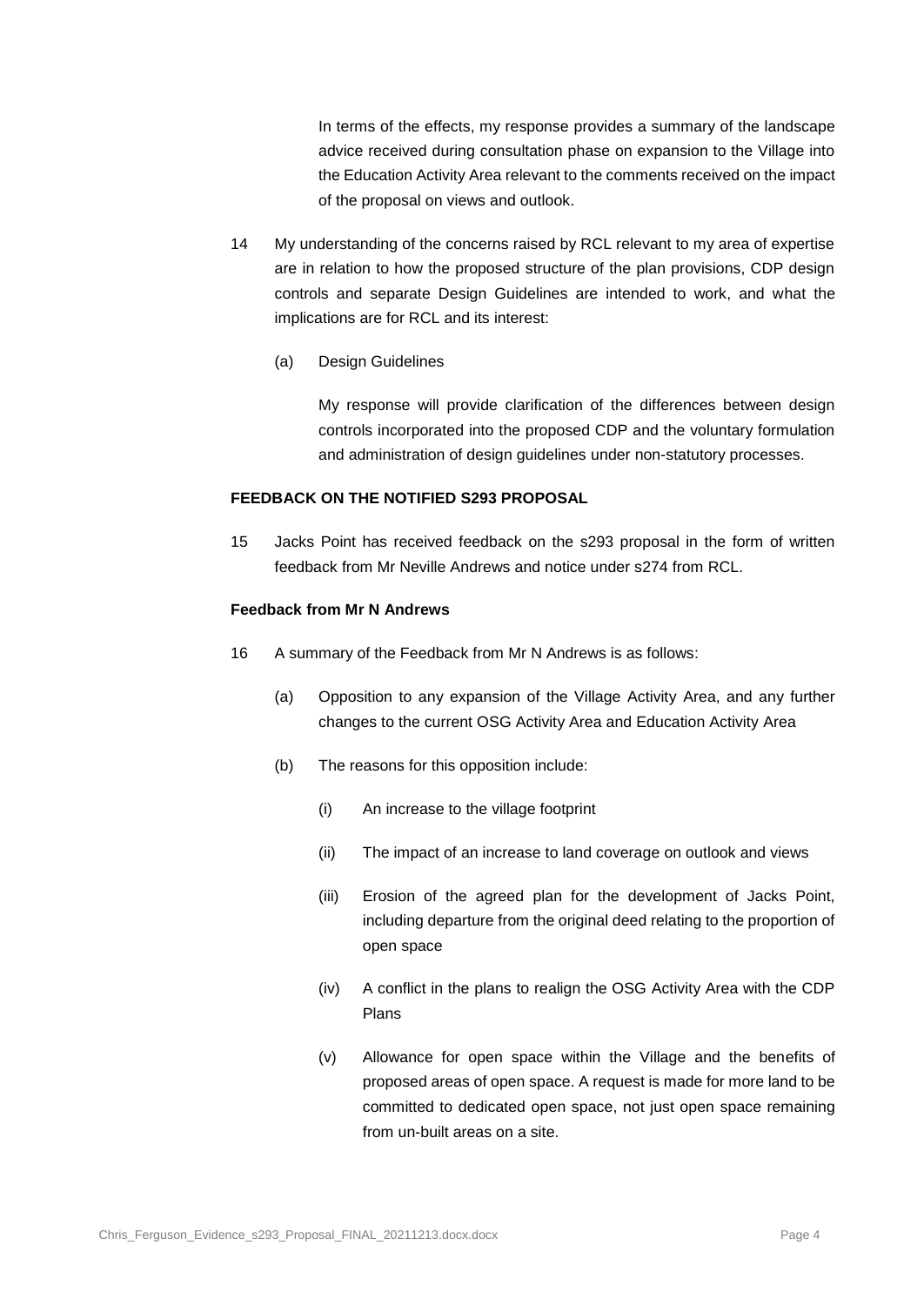In terms of the effects, my response provides a summary of the landscape advice received during consultation phase on expansion to the Village into the Education Activity Area relevant to the comments received on the impact of the proposal on views and outlook.

14 My understanding of the concerns raised by RCL relevant to my area of expertise are in relation to how the proposed structure of the plan provisions, CDP design controls and separate Design Guidelines are intended to work, and what the implications are for RCL and its interest:

   (a) Design Guidelines

   My response will provide clarification of the differences between design controls incorporated into the proposed CDP and the voluntary formulation and administration of design guidelines under non-statutory processes.

**FEEDBACK ON THE NOTIFIED S293 PROPOSAL**

15 Jacks Point has received feedback on the s293 proposal in the form of written feedback from Mr Neville Andrews and notice under s274 from RCL.

**Feedback from Mr N Andrews**

16 A summary of the Feedback from Mr N Andrews is as follows:

   (a) Opposition to any expansion of the Village Activity Area, and any further changes to the current OSG Activity Area and Education Activity Area

   (b) The reasons for this opposition include:

      (i) An increase to the village footprint

      (ii) The impact of an increase to land coverage on outlook and views

      (iii) Erosion of the agreed plan for the development of Jacks Point, including departure from the original deed relating to the proportion of open space

      (iv) A conflict in the plans to realign the OSG Activity Area with the CDP Plans

      (v) Allowance for open space within the Village and the benefits of proposed areas of open space. A request is made for more land to be committed to dedicated open space, not just open space remaining from un-built areas on a site.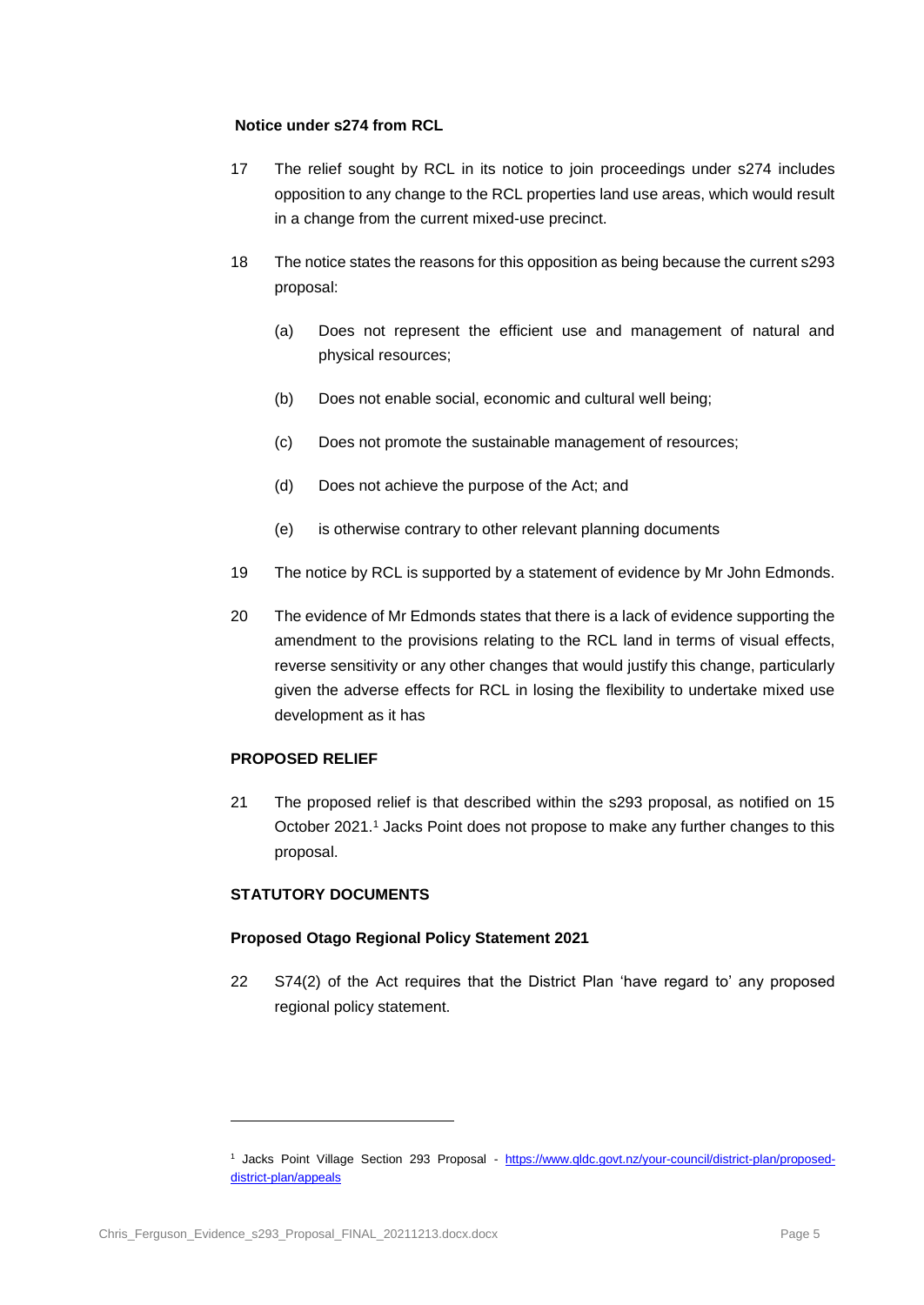**Notice under s274 from RCL**

17 The relief sought by RCL in its notice to join proceedings under s274 includes opposition to any change to the RCL properties land use areas, which would result in a change from the current mixed-use precinct.

18 The notice states the reasons for this opposition as being because the current s293 proposal:

(a) Does not represent the efficient use and management of natural and physical resources;

(b) Does not enable social, economic and cultural well being;

(c) Does not promote the sustainable management of resources;

(d) Does not achieve the purpose of the Act; and

(e) is otherwise contrary to other relevant planning documents

19 The notice by RCL is supported by a statement of evidence by Mr John Edmonds.

20 The evidence of Mr Edmonds states that there is a lack of evidence supporting the amendment to the provisions relating to the RCL land in terms of visual effects, reverse sensitivity or any other changes that would justify this change, particularly given the adverse effects for RCL in losing the flexibility to undertake mixed use development as it has

## PROPOSED RELIEF

21 The proposed relief is that described within the s293 proposal, as notified on 15 October 2021.[1] Jacks Point does not propose to make any further changes to this proposal.

## STATUTORY DOCUMENTS

### Proposed Otago Regional Policy Statement 2021

22 S74(2) of the Act requires that the District Plan 'have regard to' any proposed regional policy statement.

[1] Jacks Point Village Section 293 Proposal - https://www.qldc.govt.nz/your-council/district-plan/proposed-district-plan/appeals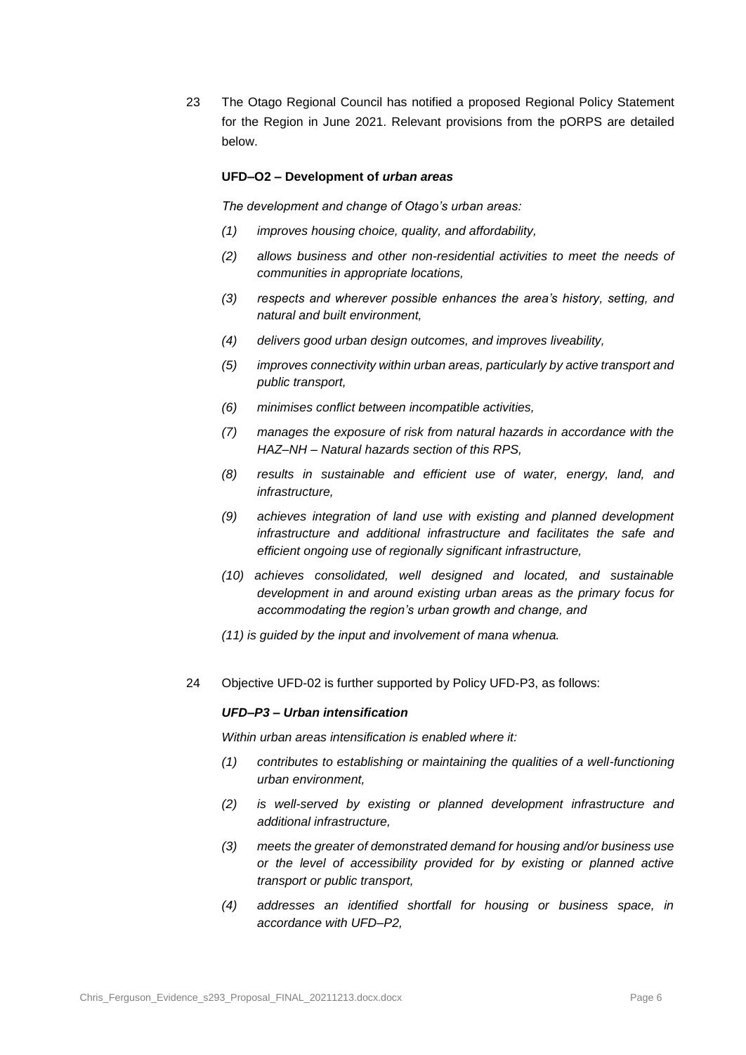23 The Otago Regional Council has notified a proposed Regional Policy Statement for the Region in June 2021. Relevant provisions from the pORPS are detailed below.

**UFD–O2 – Development of *urban areas***

*The development and change of Otago's urban areas:*

*(1) improves housing choice, quality, and affordability,*

*(2) allows business and other non-residential activities to meet the needs of communities in appropriate locations,*

*(3) respects and wherever possible enhances the area's history, setting, and natural and built environment,*

*(4) delivers good urban design outcomes, and improves liveability,*

*(5) improves connectivity within urban areas, particularly by active transport and public transport,*

*(6) minimises conflict between incompatible activities,*

*(7) manages the exposure of risk from natural hazards in accordance with the HAZ–NH – Natural hazards section of this RPS,*

*(8) results in sustainable and efficient use of water, energy, land, and infrastructure,*

*(9) achieves integration of land use with existing and planned development infrastructure and additional infrastructure and facilitates the safe and efficient ongoing use of regionally significant infrastructure,*

*(10) achieves consolidated, well designed and located, and sustainable development in and around existing urban areas as the primary focus for accommodating the region's urban growth and change, and*

*(11) is guided by the input and involvement of mana whenua.*

24 Objective UFD-02 is further supported by Policy UFD-P3, as follows:

***UFD–P3 – Urban intensification***

*Within urban areas intensification is enabled where it:*

*(1) contributes to establishing or maintaining the qualities of a well-functioning urban environment,*

*(2) is well-served by existing or planned development infrastructure and additional infrastructure,*

*(3) meets the greater of demonstrated demand for housing and/or business use or the level of accessibility provided for by existing or planned active transport or public transport,*

*(4) addresses an identified shortfall for housing or business space, in accordance with UFD–P2,*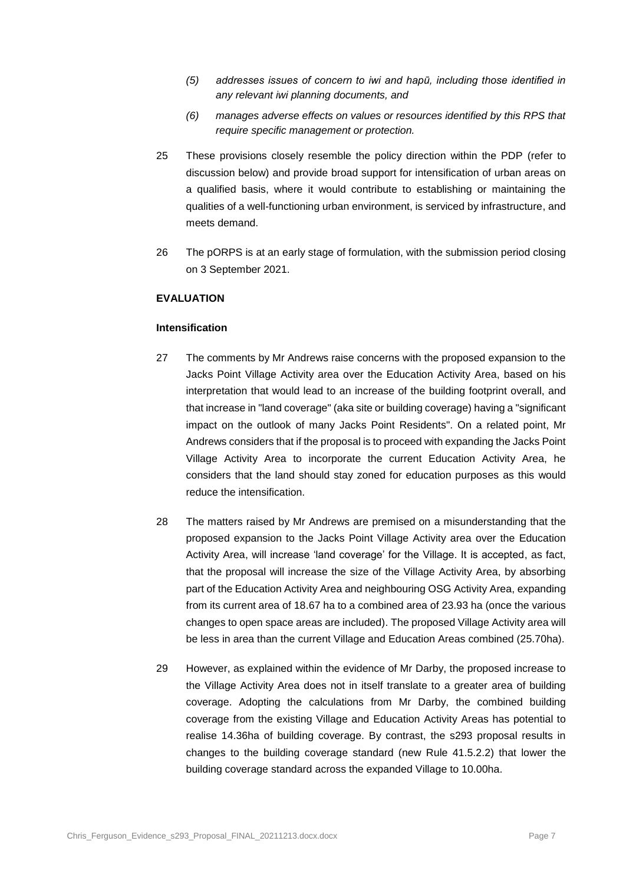- *(5) addresses issues of concern to iwi and hapū, including those identified in any relevant iwi planning documents, and*
- *(6) manages adverse effects on values or resources identified by this RPS that require specific management or protection.*

25 These provisions closely resemble the policy direction within the PDP (refer to discussion below) and provide broad support for intensification of urban areas on a qualified basis, where it would contribute to establishing or maintaining the qualities of a well-functioning urban environment, is serviced by infrastructure, and meets demand.

26 The pORPS is at an early stage of formulation, with the submission period closing on 3 September 2021.

## EVALUATION

### Intensification

27 The comments by Mr Andrews raise concerns with the proposed expansion to the Jacks Point Village Activity area over the Education Activity Area, based on his interpretation that would lead to an increase of the building footprint overall, and that increase in "land coverage" (aka site or building coverage) having a "significant impact on the outlook of many Jacks Point Residents". On a related point, Mr Andrews considers that if the proposal is to proceed with expanding the Jacks Point Village Activity Area to incorporate the current Education Activity Area, he considers that the land should stay zoned for education purposes as this would reduce the intensification.

28 The matters raised by Mr Andrews are premised on a misunderstanding that the proposed expansion to the Jacks Point Village Activity area over the Education Activity Area, will increase 'land coverage' for the Village. It is accepted, as fact, that the proposal will increase the size of the Village Activity Area, by absorbing part of the Education Activity Area and neighbouring OSG Activity Area, expanding from its current area of 18.67 ha to a combined area of 23.93 ha (once the various changes to open space areas are included). The proposed Village Activity area will be less in area than the current Village and Education Areas combined (25.70ha).

29 However, as explained within the evidence of Mr Darby, the proposed increase to the Village Activity Area does not in itself translate to a greater area of building coverage. Adopting the calculations from Mr Darby, the combined building coverage from the existing Village and Education Activity Areas has potential to realise 14.36ha of building coverage. By contrast, the s293 proposal results in changes to the building coverage standard (new Rule 41.5.2.2) that lower the building coverage standard across the expanded Village to 10.00ha.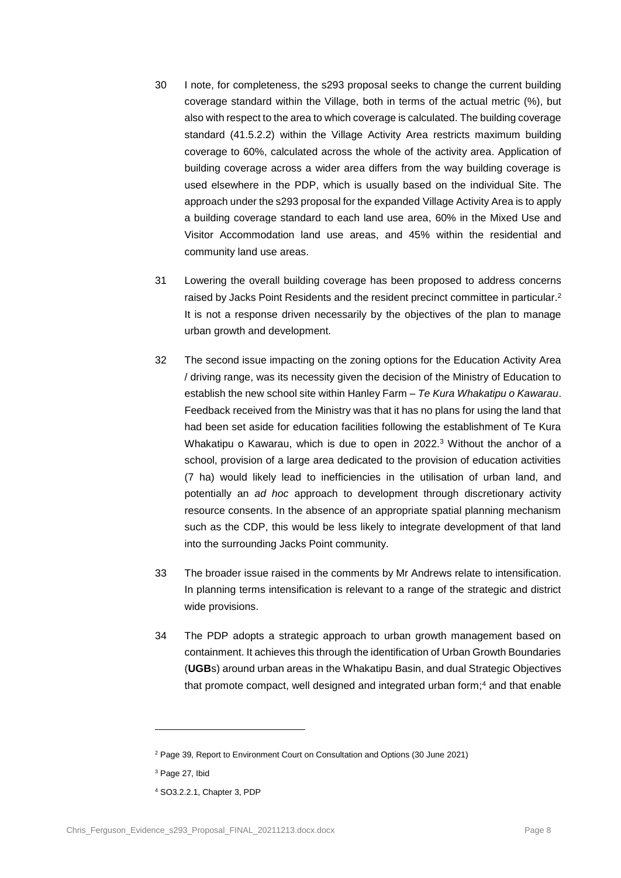30 I note, for completeness, the s293 proposal seeks to change the current building coverage standard within the Village, both in terms of the actual metric (%), but also with respect to the area to which coverage is calculated. The building coverage standard (41.5.2.2) within the Village Activity Area restricts maximum building coverage to 60%, calculated across the whole of the activity area. Application of building coverage across a wider area differs from the way building coverage is used elsewhere in the PDP, which is usually based on the individual Site. The approach under the s293 proposal for the expanded Village Activity Area is to apply a building coverage standard to each land use area, 60% in the Mixed Use and Visitor Accommodation land use areas, and 45% within the residential and community land use areas.

31 Lowering the overall building coverage has been proposed to address concerns raised by Jacks Point Residents and the resident precinct committee in particular.[2] It is not a response driven necessarily by the objectives of the plan to manage urban growth and development.

32 The second issue impacting on the zoning options for the Education Activity Area / driving range, was its necessity given the decision of the Ministry of Education to establish the new school site within Hanley Farm – *Te Kura Whakatipu o Kawarau*. Feedback received from the Ministry was that it has no plans for using the land that had been set aside for education facilities following the establishment of Te Kura Whakatipu o Kawarau, which is due to open in 2022.[3] Without the anchor of a school, provision of a large area dedicated to the provision of education activities (7 ha) would likely lead to inefficiencies in the utilisation of urban land, and potentially an *ad hoc* approach to development through discretionary activity resource consents. In the absence of an appropriate spatial planning mechanism such as the CDP, this would be less likely to integrate development of that land into the surrounding Jacks Point community.

33 The broader issue raised in the comments by Mr Andrews relate to intensification. In planning terms intensification is relevant to a range of the strategic and district wide provisions.

34 The PDP adopts a strategic approach to urban growth management based on containment. It achieves this through the identification of Urban Growth Boundaries (**UGB**s) around urban areas in the Whakatipu Basin, and dual Strategic Objectives that promote compact, well designed and integrated urban form;[4] and that enable

---

[2] Page 39, Report to Environment Court on Consultation and Options (30 June 2021)

[3] Page 27, Ibid

[4] SO3.2.2.1, Chapter 3, PDP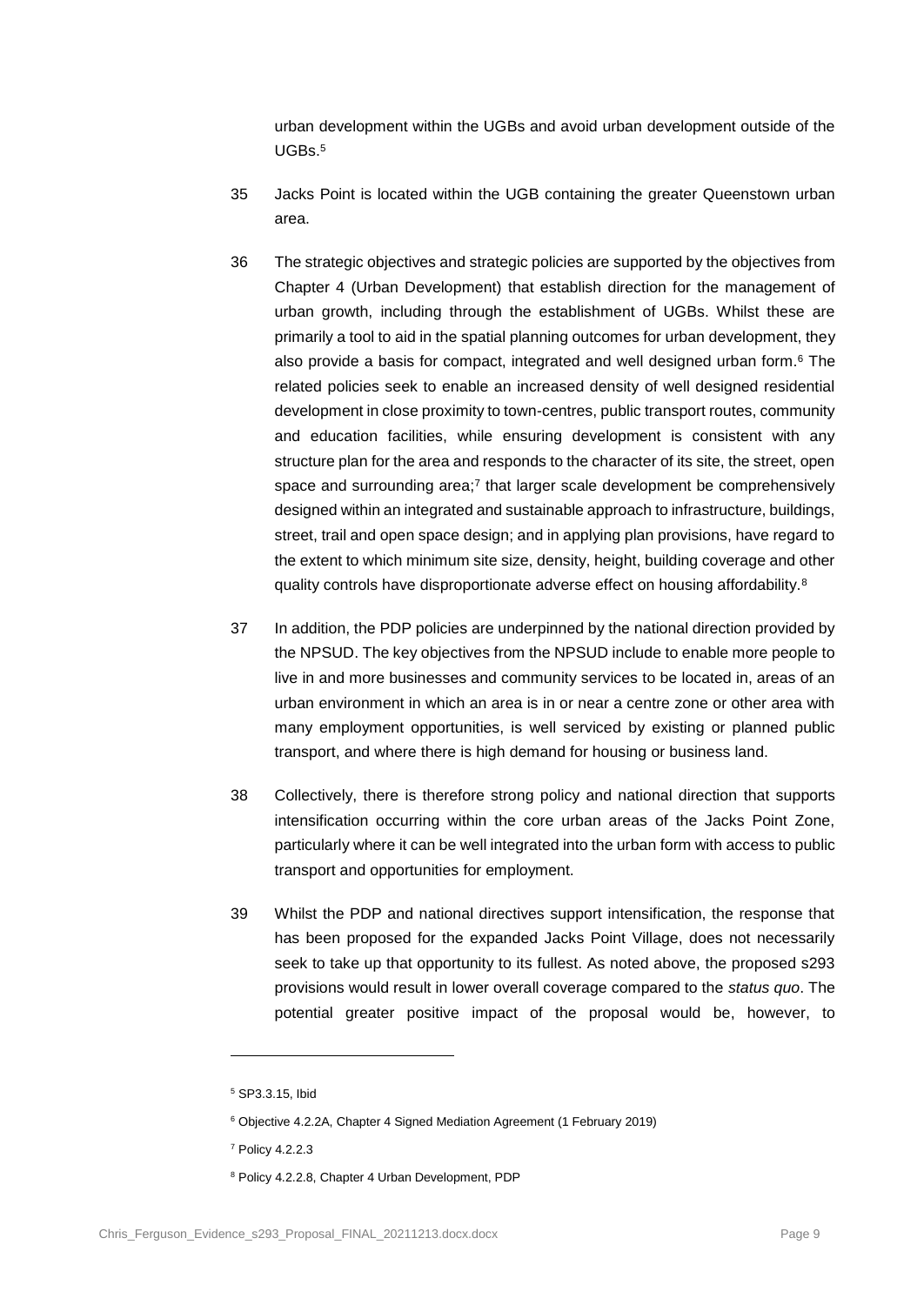urban development within the UGBs and avoid urban development outside of the UGBs.[5]

35 Jacks Point is located within the UGB containing the greater Queenstown urban area.

36 The strategic objectives and strategic policies are supported by the objectives from Chapter 4 (Urban Development) that establish direction for the management of urban growth, including through the establishment of UGBs. Whilst these are primarily a tool to aid in the spatial planning outcomes for urban development, they also provide a basis for compact, integrated and well designed urban form.[6] The related policies seek to enable an increased density of well designed residential development in close proximity to town-centres, public transport routes, community and education facilities, while ensuring development is consistent with any structure plan for the area and responds to the character of its site, the street, open space and surrounding area;[7] that larger scale development be comprehensively designed within an integrated and sustainable approach to infrastructure, buildings, street, trail and open space design; and in applying plan provisions, have regard to the extent to which minimum site size, density, height, building coverage and other quality controls have disproportionate adverse effect on housing affordability.[8]

37 In addition, the PDP policies are underpinned by the national direction provided by the NPSUD. The key objectives from the NPSUD include to enable more people to live in and more businesses and community services to be located in, areas of an urban environment in which an area is in or near a centre zone or other area with many employment opportunities, is well serviced by existing or planned public transport, and where there is high demand for housing or business land.

38 Collectively, there is therefore strong policy and national direction that supports intensification occurring within the core urban areas of the Jacks Point Zone, particularly where it can be well integrated into the urban form with access to public transport and opportunities for employment.

39 Whilst the PDP and national directives support intensification, the response that has been proposed for the expanded Jacks Point Village, does not necessarily seek to take up that opportunity to its fullest. As noted above, the proposed s293 provisions would result in lower overall coverage compared to the *status quo*. The potential greater positive impact of the proposal would be, however, to

---

[5] SP3.3.15, Ibid

[6] Objective 4.2.2A, Chapter 4 Signed Mediation Agreement (1 February 2019)

[7] Policy 4.2.2.3

[8] Policy 4.2.2.8, Chapter 4 Urban Development, PDP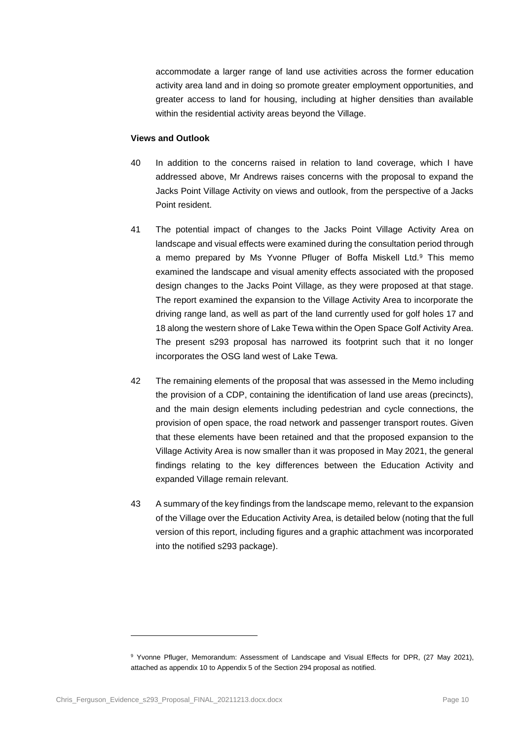accommodate a larger range of land use activities across the former education activity area land and in doing so promote greater employment opportunities, and greater access to land for housing, including at higher densities than available within the residential activity areas beyond the Village.

**Views and Outlook**

40 In addition to the concerns raised in relation to land coverage, which I have addressed above, Mr Andrews raises concerns with the proposal to expand the Jacks Point Village Activity on views and outlook, from the perspective of a Jacks Point resident.

41 The potential impact of changes to the Jacks Point Village Activity Area on landscape and visual effects were examined during the consultation period through a memo prepared by Ms Yvonne Pfluger of Boffa Miskell Ltd.[9] This memo examined the landscape and visual amenity effects associated with the proposed design changes to the Jacks Point Village, as they were proposed at that stage. The report examined the expansion to the Village Activity Area to incorporate the driving range land, as well as part of the land currently used for golf holes 17 and 18 along the western shore of Lake Tewa within the Open Space Golf Activity Area. The present s293 proposal has narrowed its footprint such that it no longer incorporates the OSG land west of Lake Tewa.

42 The remaining elements of the proposal that was assessed in the Memo including the provision of a CDP, containing the identification of land use areas (precincts), and the main design elements including pedestrian and cycle connections, the provision of open space, the road network and passenger transport routes. Given that these elements have been retained and that the proposed expansion to the Village Activity Area is now smaller than it was proposed in May 2021, the general findings relating to the key differences between the Education Activity and expanded Village remain relevant.

43 A summary of the key findings from the landscape memo, relevant to the expansion of the Village over the Education Activity Area, is detailed below (noting that the full version of this report, including figures and a graphic attachment was incorporated into the notified s293 package).

---

[9] Yvonne Pfluger, Memorandum: Assessment of Landscape and Visual Effects for DPR, (27 May 2021), attached as appendix 10 to Appendix 5 of the Section 294 proposal as notified.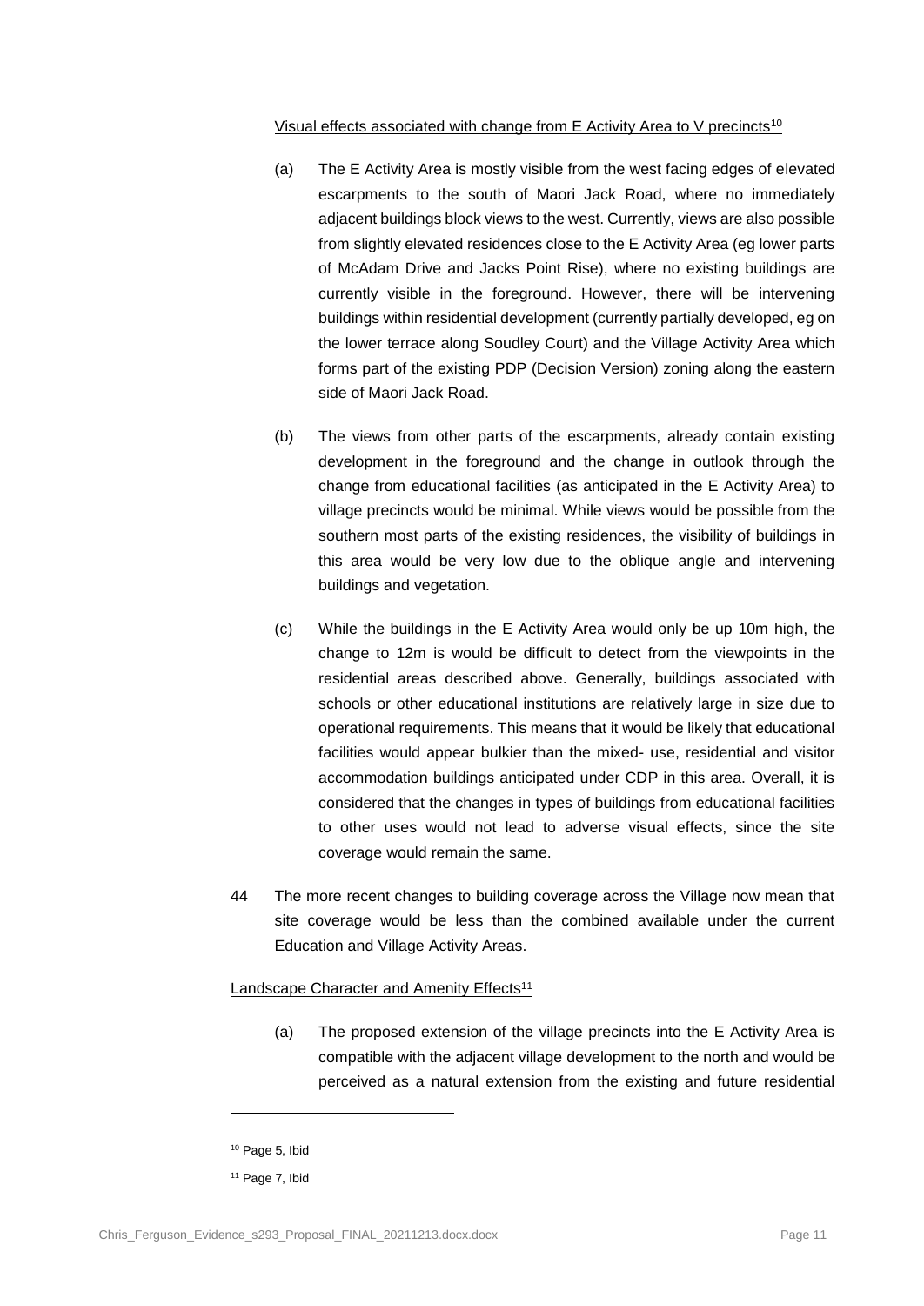Visual effects associated with change from E Activity Area to V precincts[10]

(a) The E Activity Area is mostly visible from the west facing edges of elevated escarpments to the south of Maori Jack Road, where no immediately adjacent buildings block views to the west. Currently, views are also possible from slightly elevated residences close to the E Activity Area (eg lower parts of McAdam Drive and Jacks Point Rise), where no existing buildings are currently visible in the foreground. However, there will be intervening buildings within residential development (currently partially developed, eg on the lower terrace along Soudley Court) and the Village Activity Area which forms part of the existing PDP (Decision Version) zoning along the eastern side of Maori Jack Road.

(b) The views from other parts of the escarpments, already contain existing development in the foreground and the change in outlook through the change from educational facilities (as anticipated in the E Activity Area) to village precincts would be minimal. While views would be possible from the southern most parts of the existing residences, the visibility of buildings in this area would be very low due to the oblique angle and intervening buildings and vegetation.

(c) While the buildings in the E Activity Area would only be up 10m high, the change to 12m is would be difficult to detect from the viewpoints in the residential areas described above. Generally, buildings associated with schools or other educational institutions are relatively large in size due to operational requirements. This means that it would be likely that educational facilities would appear bulkier than the mixed- use, residential and visitor accommodation buildings anticipated under CDP in this area. Overall, it is considered that the changes in types of buildings from educational facilities to other uses would not lead to adverse visual effects, since the site coverage would remain the same.

44 The more recent changes to building coverage across the Village now mean that site coverage would be less than the combined available under the current Education and Village Activity Areas.

Landscape Character and Amenity Effects[11]

(a) The proposed extension of the village precincts into the E Activity Area is compatible with the adjacent village development to the north and would be perceived as a natural extension from the existing and future residential

---

[10] Page 5, Ibid

[11] Page 7, Ibid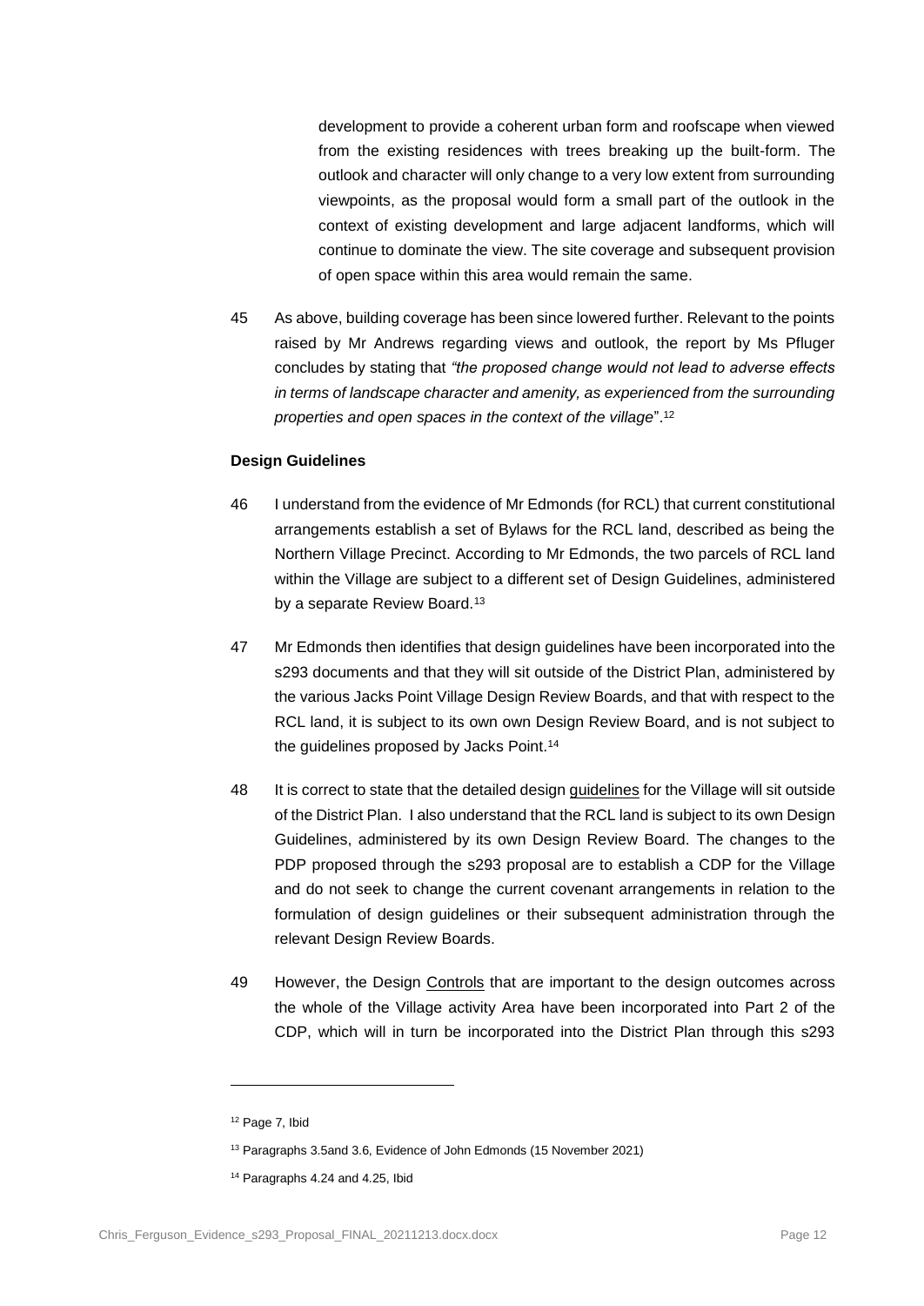development to provide a coherent urban form and roofscape when viewed from the existing residences with trees breaking up the built-form. The outlook and character will only change to a very low extent from surrounding viewpoints, as the proposal would form a small part of the outlook in the context of existing development and large adjacent landforms, which will continue to dominate the view. The site coverage and subsequent provision of open space within this area would remain the same.

45 As above, building coverage has been since lowered further. Relevant to the points raised by Mr Andrews regarding views and outlook, the report by Ms Pfluger concludes by stating that *"the proposed change would not lead to adverse effects in terms of landscape character and amenity, as experienced from the surrounding properties and open spaces in the context of the village*".[12]

**Design Guidelines**

46 I understand from the evidence of Mr Edmonds (for RCL) that current constitutional arrangements establish a set of Bylaws for the RCL land, described as being the Northern Village Precinct. According to Mr Edmonds, the two parcels of RCL land within the Village are subject to a different set of Design Guidelines, administered by a separate Review Board.[13]

47 Mr Edmonds then identifies that design guidelines have been incorporated into the s293 documents and that they will sit outside of the District Plan, administered by the various Jacks Point Village Design Review Boards, and that with respect to the RCL land, it is subject to its own own Design Review Board, and is not subject to the guidelines proposed by Jacks Point.[14]

48 It is correct to state that the detailed design <u>guidelines</u> for the Village will sit outside of the District Plan. I also understand that the RCL land is subject to its own Design Guidelines, administered by its own Design Review Board. The changes to the PDP proposed through the s293 proposal are to establish a CDP for the Village and do not seek to change the current covenant arrangements in relation to the formulation of design guidelines or their subsequent administration through the relevant Design Review Boards.

49 However, the Design <u>Controls</u> that are important to the design outcomes across the whole of the Village activity Area have been incorporated into Part 2 of the CDP, which will in turn be incorporated into the District Plan through this s293

---

[12] Page 7, Ibid

[13] Paragraphs 3.5and 3.6, Evidence of John Edmonds (15 November 2021)

[14] Paragraphs 4.24 and 4.25, Ibid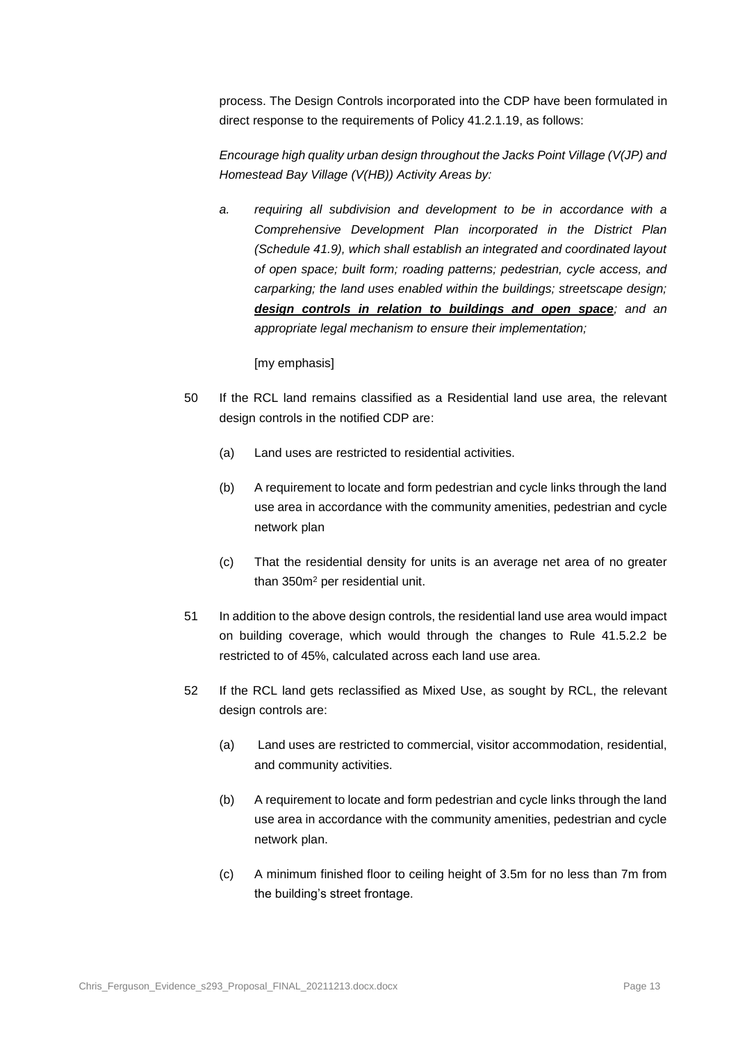process. The Design Controls incorporated into the CDP have been formulated in direct response to the requirements of Policy 41.2.1.19, as follows:

*Encourage high quality urban design throughout the Jacks Point Village (V(JP) and Homestead Bay Village (V(HB)) Activity Areas by:*

*a. requiring all subdivision and development to be in accordance with a Comprehensive Development Plan incorporated in the District Plan (Schedule 41.9), which shall establish an integrated and coordinated layout of open space; built form; roading patterns; pedestrian, cycle access, and carparking; the land uses enabled within the buildings; streetscape design;* ***design controls in relation to buildings and open space****; and an appropriate legal mechanism to ensure their implementation;*

[my emphasis]

50 If the RCL land remains classified as a Residential land use area, the relevant design controls in the notified CDP are:

(a) Land uses are restricted to residential activities.

(b) A requirement to locate and form pedestrian and cycle links through the land use area in accordance with the community amenities, pedestrian and cycle network plan

(c) That the residential density for units is an average net area of no greater than $350m^2$ per residential unit.

51 In addition to the above design controls, the residential land use area would impact on building coverage, which would through the changes to Rule 41.5.2.2 be restricted to of 45%, calculated across each land use area.

52 If the RCL land gets reclassified as Mixed Use, as sought by RCL, the relevant design controls are:

(a) Land uses are restricted to commercial, visitor accommodation, residential, and community activities.

(b) A requirement to locate and form pedestrian and cycle links through the land use area in accordance with the community amenities, pedestrian and cycle network plan.

(c) A minimum finished floor to ceiling height of 3.5m for no less than 7m from the building's street frontage.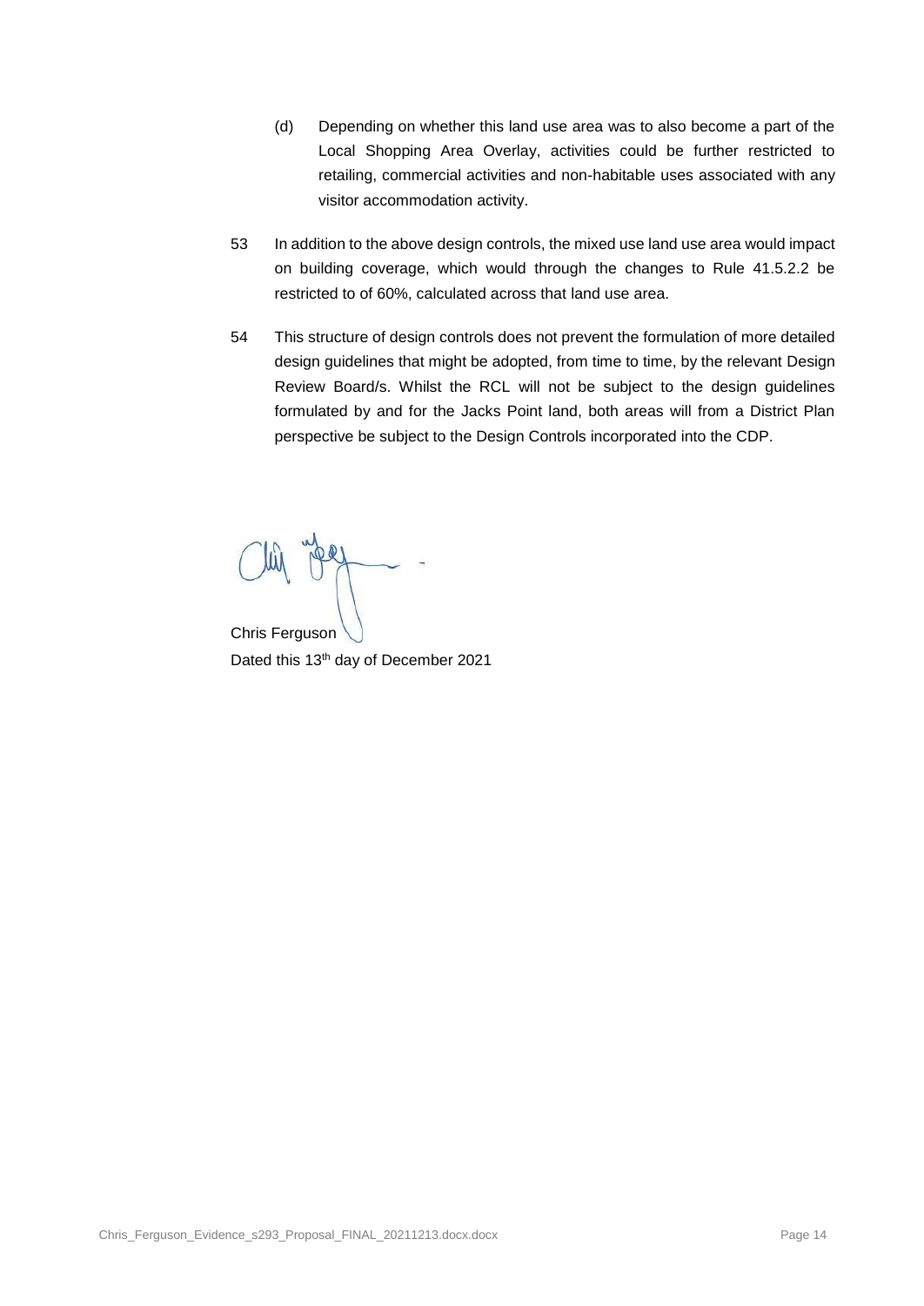(d) Depending on whether this land use area was to also become a part of the Local Shopping Area Overlay, activities could be further restricted to retailing, commercial activities and non-habitable uses associated with any visitor accommodation activity.

53 In addition to the above design controls, the mixed use land use area would impact on building coverage, which would through the changes to Rule 41.5.2.2 be restricted to of 60%, calculated across that land use area.

54 This structure of design controls does not prevent the formulation of more detailed design guidelines that might be adopted, from time to time, by the relevant Design Review Board/s. Whilst the RCL will not be subject to the design guidelines formulated by and for the Jacks Point land, both areas will from a District Plan perspective be subject to the Design Controls incorporated into the CDP.

Chris Ferguson

Dated this 13th day of December 2021